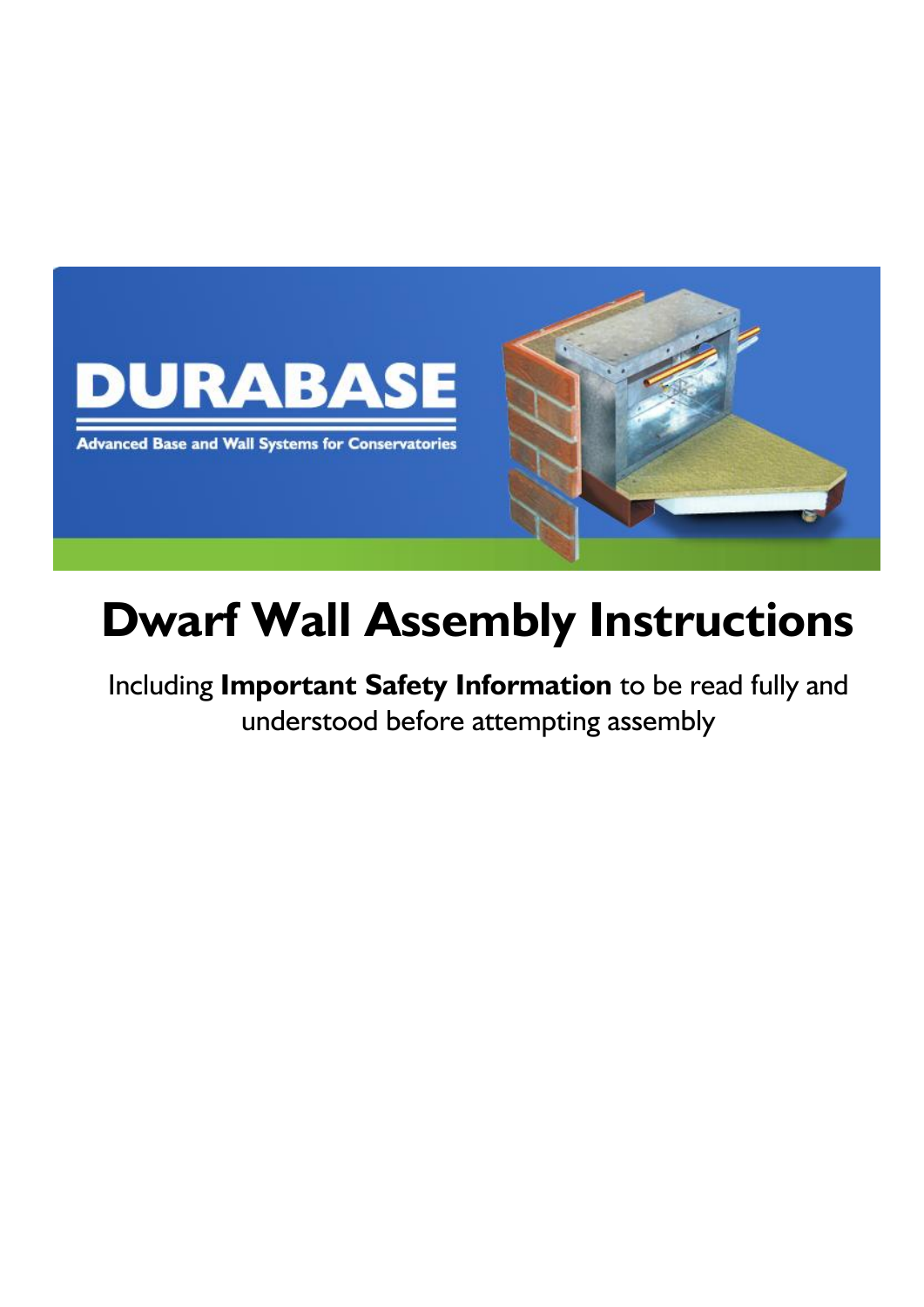DURABASE

Advanced Base and Wall Systems for Conservatories

# Dwarf Wall Assembly Instructions

Including **Important Safety Information** to be read fully and understood before attempting assembly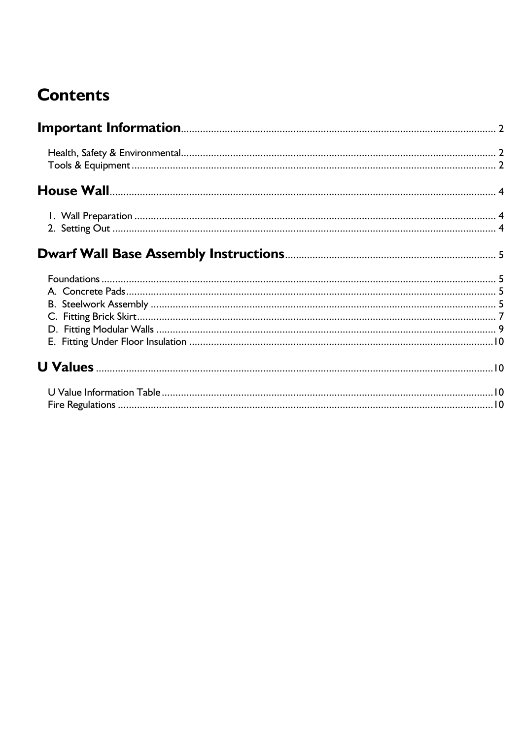# Contents

## Important Information ........ 2

Health, Safety & Environmental ........ 2
Tools & Equipment ........ 2

## House Wall ........ 4

1. Wall Preparation ........ 4
2. Setting Out ........ 4

## Dwarf Wall Base Assembly Instructions ........ 5

Foundations ........ 5
A. Concrete Pads ........ 5
B. Steelwork Assembly ........ 5
C. Fitting Brick Skirt ........ 7
D. Fitting Modular Walls ........ 9
E. Fitting Under Floor Insulation ........ 10

## U Values ........ 10

U Value Information Table ........ 10
Fire Regulations ........ 10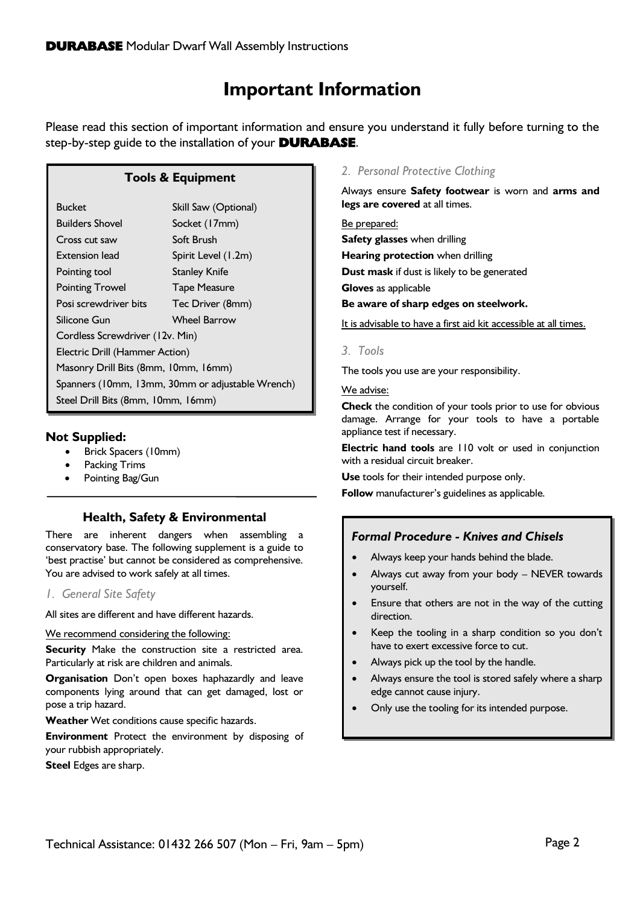# Important Information

Please read this section of important information and ensure you understand it fully before turning to the step-by-step guide to the installation of your **DURABASE**.

## Tools & Equipment

| | |
|---|---|
| Bucket | Skill Saw (Optional) |
| Builders Shovel | Socket (17mm) |
| Cross cut saw | Soft Brush |
| Extension lead | Spirit Level (1.2m) |
| Pointing tool | Stanley Knife |
| Pointing Trowel | Tape Measure |
| Posi screwdriver bits | Tec Driver (8mm) |
| Silicone Gun | Wheel Barrow |

Cordless Screwdriver (12v. Min)
Electric Drill (Hammer Action)
Masonry Drill Bits (8mm, 10mm, 16mm)
Spanners (10mm, 13mm, 30mm or adjustable Wrench)
Steel Drill Bits (8mm, 10mm, 16mm)

### Not Supplied:

- Brick Spacers (10mm)
- Packing Trims
- Pointing Bag/Gun

## Health, Safety & Environmental

There are inherent dangers when assembling a conservatory base. The following supplement is a guide to 'best practise' but cannot be considered as comprehensive. You are advised to work safely at all times.

### *1. General Site Safety*

All sites are different and have different hazards.

We recommend considering the following:

**Security** Make the construction site a restricted area. Particularly at risk are children and animals.

**Organisation** Don't open boxes haphazardly and leave components lying around that can get damaged, lost or pose a trip hazard.

**Weather** Wet conditions cause specific hazards.

**Environment** Protect the environment by disposing of your rubbish appropriately.

**Steel** Edges are sharp.

### *2. Personal Protective Clothing*

Always ensure **Safety footwear** is worn and **arms and legs are covered** at all times.

Be prepared:

**Safety glasses** when drilling
**Hearing protection** when drilling
**Dust mask** if dust is likely to be generated
**Gloves** as applicable
**Be aware of sharp edges on steelwork.**

It is advisable to have a first aid kit accessible at all times.

### *3. Tools*

The tools you use are your responsibility.

We advise:

**Check** the condition of your tools prior to use for obvious damage. Arrange for your tools to have a portable appliance test if necessary.

**Electric hand tools** are 110 volt or used in conjunction with a residual circuit breaker.

**Use** tools for their intended purpose only.

**Follow** manufacturer's guidelines as applicable.

### *Formal Procedure - Knives and Chisels*

- Always keep your hands behind the blade.
- Always cut away from your body – NEVER towards yourself.
- Ensure that others are not in the way of the cutting direction.
- Keep the tooling in a sharp condition so you don't have to exert excessive force to cut.
- Always pick up the tool by the handle.
- Always ensure the tool is stored safely where a sharp edge cannot cause injury.
- Only use the tooling for its intended purpose.

Technical Assistance: 01432 266 507 (Mon – Fri, 9am – 5pm)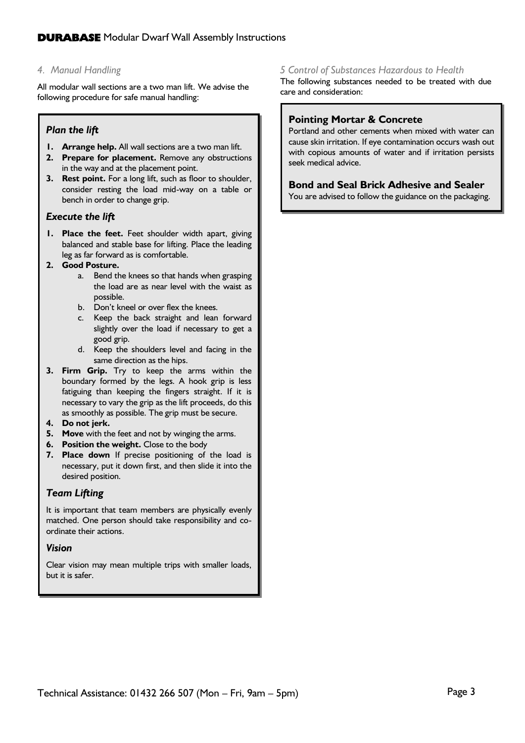## 4. Manual Handling

All modular wall sections are a two man lift. We advise the following procedure for safe manual handling:

### Plan the lift

1. **Arrange help.** All wall sections are a two man lift.
2. **Prepare for placement.** Remove any obstructions in the way and at the placement point.
3. **Rest point.** For a long lift, such as floor to shoulder, consider resting the load mid-way on a table or bench in order to change grip.

### Execute the lift

1. **Place the feet.** Feet shoulder width apart, giving balanced and stable base for lifting. Place the leading leg as far forward as is comfortable.
2. **Good Posture.**
    a. Bend the knees so that hands when grasping the load are as near level with the waist as possible.
    b. Don't kneel or over flex the knees.
    c. Keep the back straight and lean forward slightly over the load if necessary to get a good grip.
    d. Keep the shoulders level and facing in the same direction as the hips.
3. **Firm Grip.** Try to keep the arms within the boundary formed by the legs. A hook grip is less fatiguing than keeping the fingers straight. If it is necessary to vary the grip as the lift proceeds, do this as smoothly as possible. The grip must be secure.
4. **Do not jerk.**
5. **Move** with the feet and not by winging the arms.
6. **Position the weight.** Close to the body
7. **Place down** If precise positioning of the load is necessary, put it down first, and then slide it into the desired position.

### Team Lifting

It is important that team members are physically evenly matched. One person should take responsibility and co-ordinate their actions.

### Vision

Clear vision may mean multiple trips with smaller loads, but it is safer.

## 5 Control of Substances Hazardous to Health

The following substances needed to be treated with due care and consideration:

### Pointing Mortar & Concrete

Portland and other cements when mixed with water can cause skin irritation. If eye contamination occurs wash out with copious amounts of water and if irritation persists seek medical advice.

### Bond and Seal Brick Adhesive and Sealer

You are advised to follow the guidance on the packaging.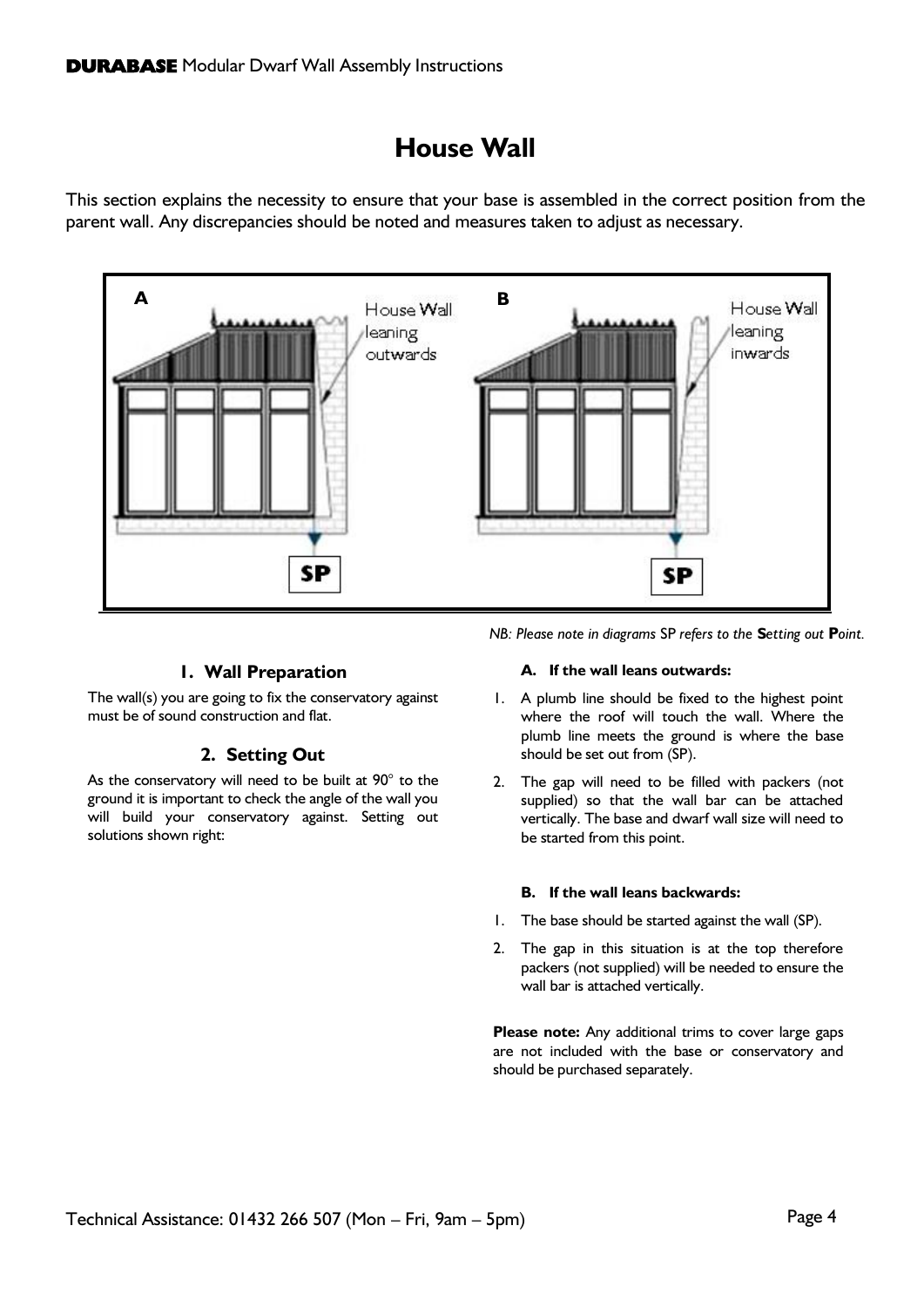# House Wall

This section explains the necessity to ensure that your base is assembled in the correct position from the parent wall. Any discrepancies should be noted and measures taken to adjust as necessary.

A — House Wall leaning outwards

B — House Wall leaning inwards

*NB: Please note in diagrams* SP *refers to the* ***S****etting out* ***P****oint.*

### 1. Wall Preparation

The wall(s) you are going to fix the conservatory against must be of sound construction and flat.

### 2. Setting Out

As the conservatory will need to be built at 90° to the ground it is important to check the angle of the wall you will build your conservatory against. Setting out solutions shown right:

**A. If the wall leans outwards:**

1. A plumb line should be fixed to the highest point where the roof will touch the wall. Where the plumb line meets the ground is where the base should be set out from (SP).
2. The gap will need to be filled with packers (not supplied) so that the wall bar can be attached vertically. The base and dwarf wall size will need to be started from this point.

**B. If the wall leans backwards:**

1. The base should be started against the wall (SP).
2. The gap in this situation is at the top therefore packers (not supplied) will be needed to ensure the wall bar is attached vertically.

**Please note:** Any additional trims to cover large gaps are not included with the base or conservatory and should be purchased separately.

Technical Assistance: 01432 266 507 (Mon – Fri, 9am – 5pm)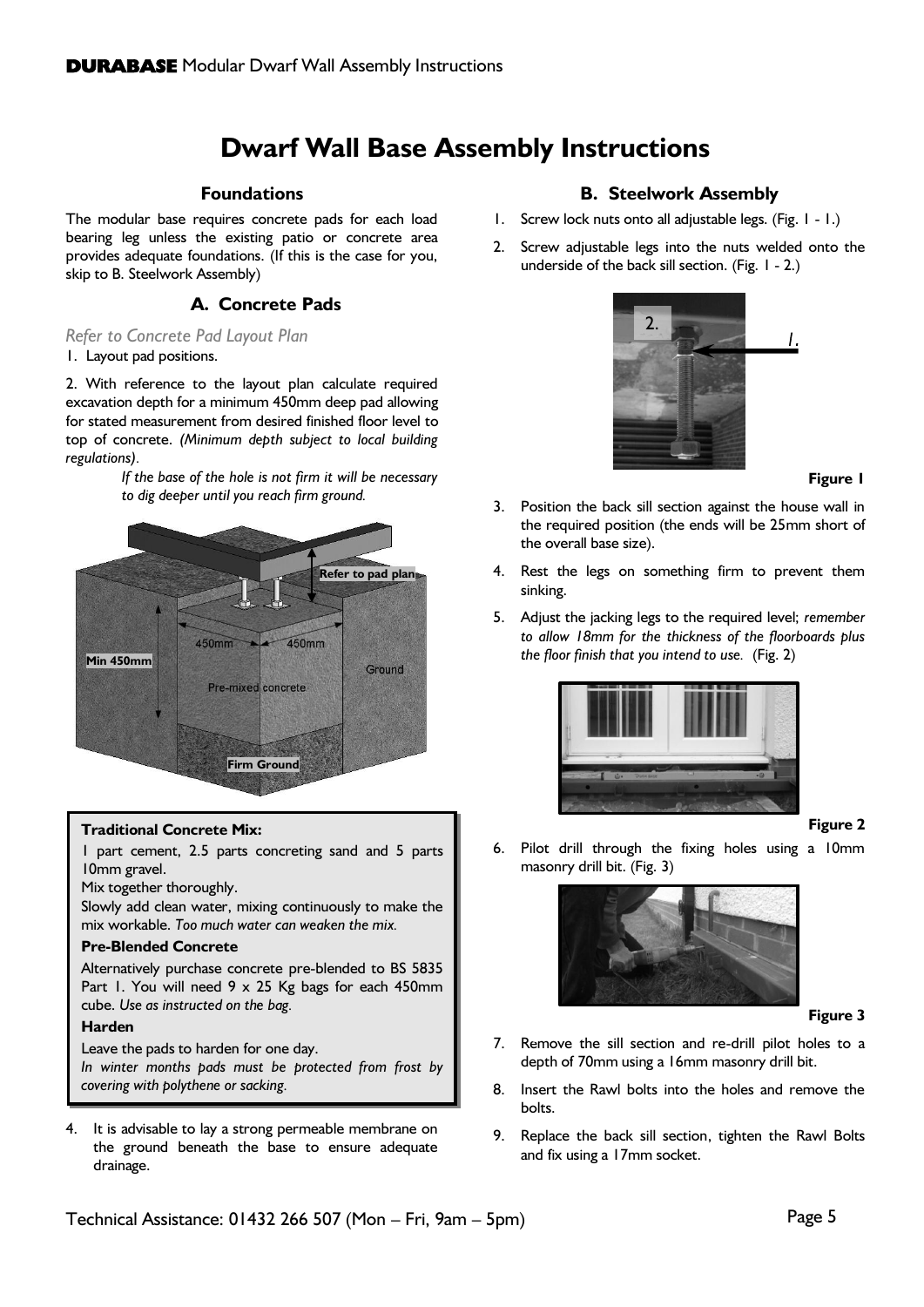# Dwarf Wall Base Assembly Instructions

## Foundations

The modular base requires concrete pads for each load bearing leg unless the existing patio or concrete area provides adequate foundations. (If this is the case for you, skip to B. Steelwork Assembly)

## A. Concrete Pads

*Refer to Concrete Pad Layout Plan*

1. Layout pad positions.

2. With reference to the layout plan calculate required excavation depth for a minimum 450mm deep pad allowing for stated measurement from desired finished floor level to top of concrete. *(Minimum depth subject to local building regulations).*

   *If the base of the hole is not firm it will be necessary to dig deeper until you reach firm ground.*

Refer to pad plan

450mm 450mm

Min 450mm

Pre-mixed concrete

Ground

Firm Ground

**Traditional Concrete Mix:**

1 part cement, 2.5 parts concreting sand and 5 parts 10mm gravel.

Mix together thoroughly.

Slowly add clean water, mixing continuously to make the mix workable. *Too much water can weaken the mix.*

**Pre-Blended Concrete**

Alternatively purchase concrete pre-blended to BS 5835 Part 1. You will need 9 x 25 Kg bags for each 450mm cube. *Use as instructed on the bag.*

**Harden**

Leave the pads to harden for one day.

*In winter months pads must be protected from frost by covering with polythene or sacking.*

4. It is advisable to lay a strong permeable membrane on the ground beneath the base to ensure adequate drainage.

## B. Steelwork Assembly

1. Screw lock nuts onto all adjustable legs. (Fig. 1 - 1.)
2. Screw adjustable legs into the nuts welded onto the underside of the back sill section. (Fig. 1 - 2.)

**Figure 1**

3. Position the back sill section against the house wall in the required position (the ends will be 25mm short of the overall base size).
4. Rest the legs on something firm to prevent them sinking.
5. Adjust the jacking legs to the required level; *remember to allow 18mm for the thickness of the floorboards plus the floor finish that you intend to use.* (Fig. 2)

**Figure 2**

6. Pilot drill through the fixing holes using a 10mm masonry drill bit. (Fig. 3)

**Figure 3**

7. Remove the sill section and re-drill pilot holes to a depth of 70mm using a 16mm masonry drill bit.
8. Insert the Rawl bolts into the holes and remove the bolts.
9. Replace the back sill section, tighten the Rawl Bolts and fix using a 17mm socket.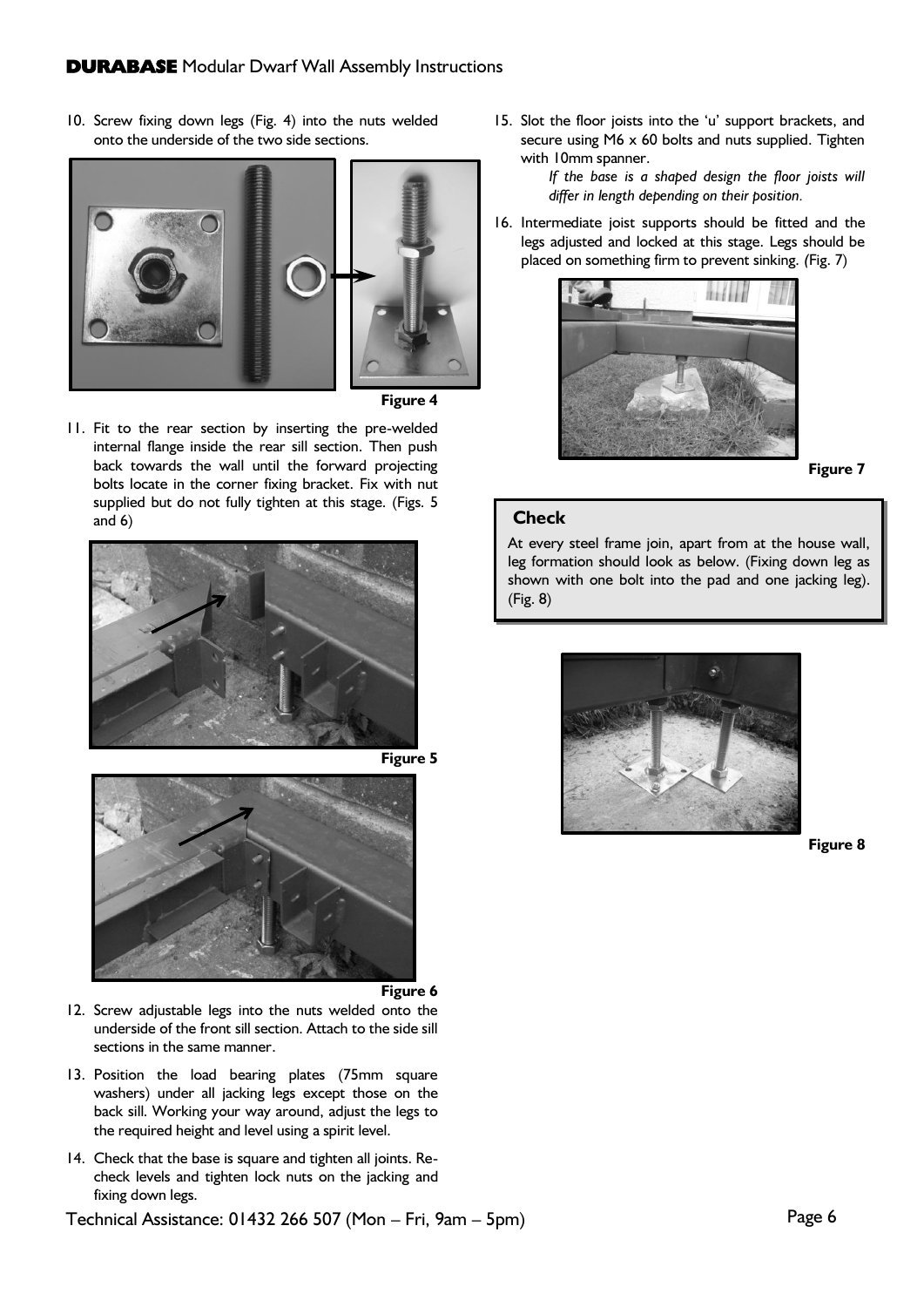10. Screw fixing down legs (Fig. 4) into the nuts welded onto the underside of the two side sections.

Figure 4

11. Fit to the rear section by inserting the pre-welded internal flange inside the rear sill section. Then push back towards the wall until the forward projecting bolts locate in the corner fixing bracket. Fix with nut supplied but do not fully tighten at this stage. (Figs. 5 and 6)

Figure 5

Figure 6

12. Screw adjustable legs into the nuts welded onto the underside of the front sill section. Attach to the side sill sections in the same manner.

13. Position the load bearing plates (75mm square washers) under all jacking legs except those on the back sill. Working your way around, adjust the legs to the required height and level using a spirit level.

14. Check that the base is square and tighten all joints. Re-check levels and tighten lock nuts on the jacking and fixing down legs.

15. Slot the floor joists into the 'u' support brackets, and secure using M6 x 60 bolts and nuts supplied. Tighten with 10mm spanner.

    *If the base is a shaped design the floor joists will differ in length depending on their position.*

16. Intermediate joist supports should be fitted and the legs adjusted and locked at this stage. Legs should be placed on something firm to prevent sinking. (Fig. 7)

Figure 7

## Check

At every steel frame join, apart from at the house wall, leg formation should look as below. (Fixing down leg as shown with one bolt into the pad and one jacking leg). (Fig. 8)

Figure 8

Technical Assistance: 01432 266 507 (Mon – Fri, 9am – 5pm)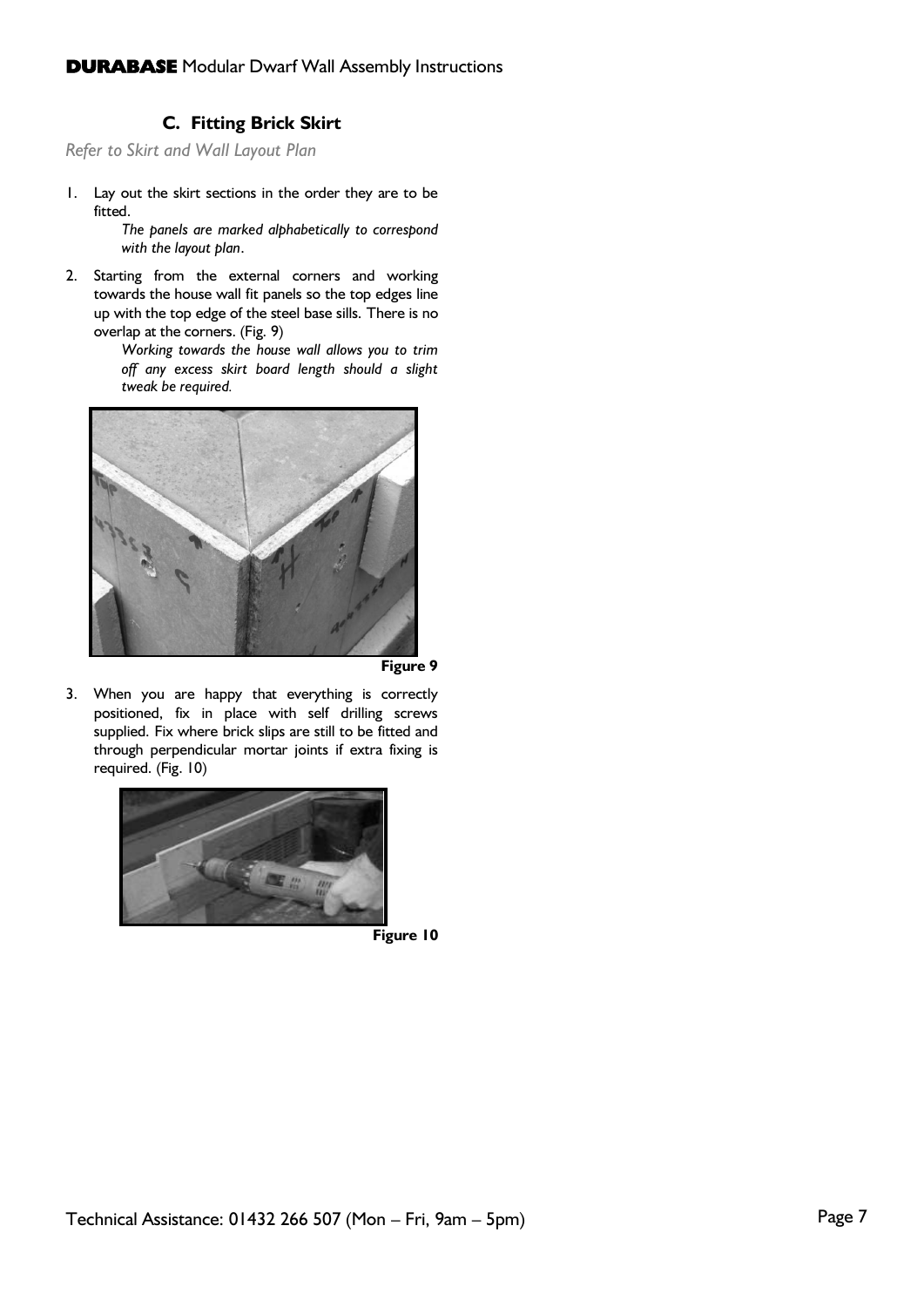## C. Fitting Brick Skirt

*Refer to Skirt and Wall Layout Plan*

1. Lay out the skirt sections in the order they are to be fitted.

   *The panels are marked alphabetically to correspond with the layout plan.*

2. Starting from the external corners and working towards the house wall fit panels so the top edges line up with the top edge of the steel base sills. There is no overlap at the corners. (Fig. 9)

   *Working towards the house wall allows you to trim off any excess skirt board length should a slight tweak be required.*

**Figure 9**

3. When you are happy that everything is correctly positioned, fix in place with self drilling screws supplied. Fix where brick slips are still to be fitted and through perpendicular mortar joints if extra fixing is required. (Fig. 10)

**Figure 10**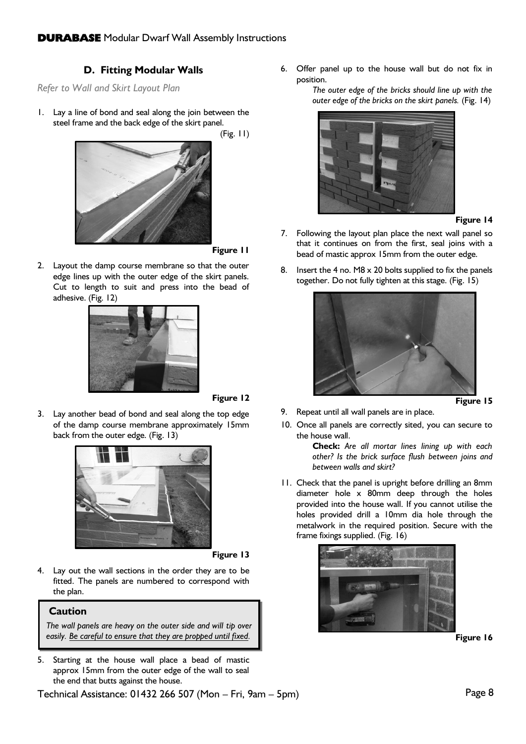## D. Fitting Modular Walls

*Refer to Wall and Skirt Layout Plan*

1. Lay a line of bond and seal along the join between the steel frame and the back edge of the skirt panel. (Fig. 11)

**Figure 11**

2. Layout the damp course membrane so that the outer edge lines up with the outer edge of the skirt panels. Cut to length to suit and press into the bead of adhesive. (Fig. 12)

**Figure 12**

3. Lay another bead of bond and seal along the top edge of the damp course membrane approximately 15mm back from the outer edge. (Fig. 13)

**Figure 13**

4. Lay out the wall sections in the order they are to be fitted. The panels are numbered to correspond with the plan.

> **Caution**
>
> *The wall panels are heavy on the outer side and will tip over easily. Be careful to ensure that they are propped until fixed.*

5. Starting at the house wall place a bead of mastic approx 15mm from the outer edge of the wall to seal the end that butts against the house.

6. Offer panel up to the house wall but do not fix in position.

   *The outer edge of the bricks should line up with the outer edge of the bricks on the skirt panels.* (Fig. 14)

**Figure 14**

7. Following the layout plan place the next wall panel so that it continues on from the first, seal joins with a bead of mastic approx 15mm from the outer edge.

8. Insert the 4 no. M8 x 20 bolts supplied to fix the panels together. Do not fully tighten at this stage. (Fig. 15)

**Figure 15**

9. Repeat until all wall panels are in place.

10. Once all panels are correctly sited, you can secure to the house wall.

    **Check:** *Are all mortar lines lining up with each other? Is the brick surface flush between joins and between walls and skirt?*

11. Check that the panel is upright before drilling an 8mm diameter hole x 80mm deep through the holes provided into the house wall. If you cannot utilise the holes provided drill a 10mm dia hole through the metalwork in the required position. Secure with the frame fixings supplied. (Fig. 16)

**Figure 16**

Technical Assistance: 01432 266 507 (Mon – Fri, 9am – 5pm)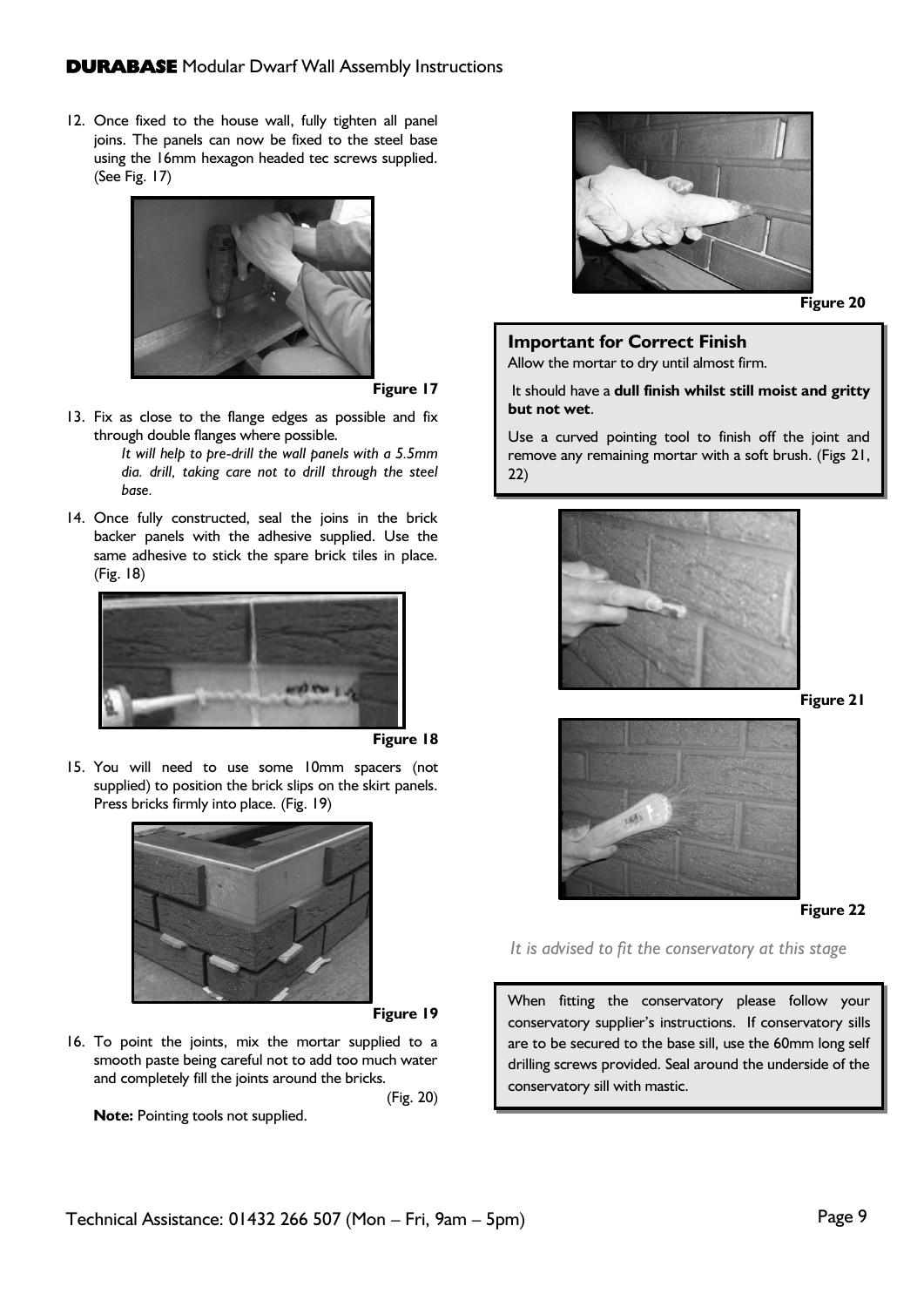12. Once fixed to the house wall, fully tighten all panel joins. The panels can now be fixed to the steel base using the 16mm hexagon headed tec screws supplied. (See Fig. 17)

**Figure 17**

13. Fix as close to the flange edges as possible and fix through double flanges where possible.

    *It will help to pre-drill the wall panels with a 5.5mm dia. drill, taking care not to drill through the steel base.*

14. Once fully constructed, seal the joins in the brick backer panels with the adhesive supplied. Use the same adhesive to stick the spare brick tiles in place. (Fig. 18)

**Figure 18**

15. You will need to use some 10mm spacers (not supplied) to position the brick slips on the skirt panels. Press bricks firmly into place. (Fig. 19)

**Figure 19**

16. To point the joints, mix the mortar supplied to a smooth paste being careful not to add too much water and completely fill the joints around the bricks. (Fig. 20)

    **Note:** Pointing tools not supplied.

**Figure 20**

### Important for Correct Finish

Allow the mortar to dry until almost firm.

It should have a **dull finish whilst still moist and gritty but not wet**.

Use a curved pointing tool to finish off the joint and remove any remaining mortar with a soft brush. (Figs 21, 22)

**Figure 21**

**Figure 22**

*It is advised to fit the conservatory at this stage*

When fitting the conservatory please follow your conservatory supplier's instructions. If conservatory sills are to be secured to the base sill, use the 60mm long self drilling screws provided. Seal around the underside of the conservatory sill with mastic.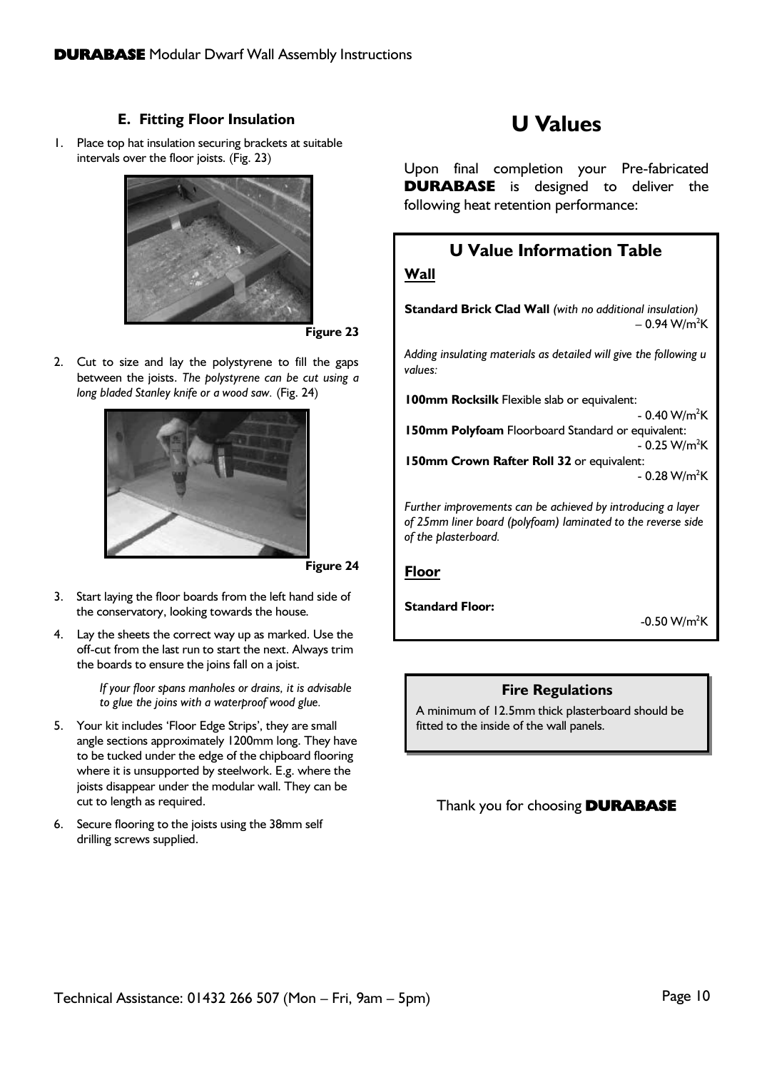### E. Fitting Floor Insulation

1. Place top hat insulation securing brackets at suitable intervals over the floor joists. (Fig. 23)

**Figure 23**

2. Cut to size and lay the polystyrene to fill the gaps between the joists. *The polystyrene can be cut using a long bladed Stanley knife or a wood saw.* (Fig. 24)

**Figure 24**

3. Start laying the floor boards from the left hand side of the conservatory, looking towards the house.
4. Lay the sheets the correct way up as marked. Use the off-cut from the last run to start the next. Always trim the boards to ensure the joins fall on a joist.

   *If your floor spans manholes or drains, it is advisable to glue the joins with a waterproof wood glue.*

5. Your kit includes 'Floor Edge Strips', they are small angle sections approximately 1200mm long. They have to be tucked under the edge of the chipboard flooring where it is unsupported by steelwork. E.g. where the joists disappear under the modular wall. They can be cut to length as required.
6. Secure flooring to the joists using the 38mm self drilling screws supplied.

# U Values

Upon final completion your Pre-fabricated **DURABASE** is designed to deliver the following heat retention performance:

## U Value Information Table

**Wall**

**Standard Brick Clad Wall** *(with no additional insulation)* – 0.94 W/m$^2$K

*Adding insulating materials as detailed will give the following u values:*

**100mm Rocksilk** Flexible slab or equivalent: - 0.40 W/m$^2$K

**150mm Polyfoam** Floorboard Standard or equivalent: - 0.25 W/m$^2$K

**150mm Crown Rafter Roll 32** or equivalent: - 0.28 W/m$^2$K

*Further improvements can be achieved by introducing a layer of 25mm liner board (polyfoam) laminated to the reverse side of the plasterboard.*

**Floor**

**Standard Floor:** -0.50 W/m$^2$K

### Fire Regulations

A minimum of 12.5mm thick plasterboard should be fitted to the inside of the wall panels.

Thank you for choosing **DURABASE**